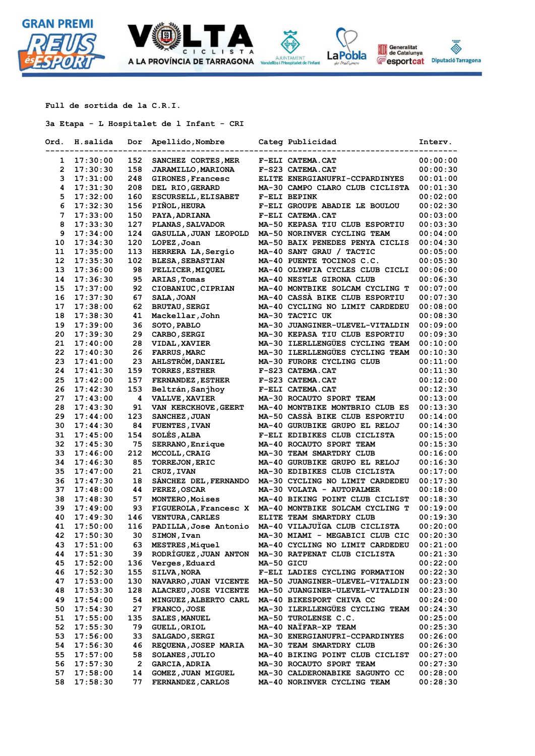Full de sortida de la C.R.I.

3a Etapa - L Hospitalet de l Infant - CRI

| Ord. | H.salida | Dor | Apellido,Nombre | Categ | Publicidad | Interv. |
|---|---|---|---|---|---|---|
| 1 | 17:30:00 | 152 | SANCHEZ CORTES,MER | F-ELI | CATEMA.CAT | 00:00:00 |
| 2 | 17:30:30 | 158 | JARAMILLO,MARIONA | F-S23 | CATEMA.CAT | 00:00:30 |
| 3 | 17:31:00 | 248 | GIRONES,Francesc | ELITE | ENERGIANUFRI-CCPARDINYES | 00:01:00 |
| 4 | 17:31:30 | 208 | DEL RIO,GERARD | MA-30 | CAMPO CLARO CLUB CICLISTA | 00:01:30 |
| 5 | 17:32:00 | 160 | ESCURSELL,ELISABET | F-ELI | BEPINK | 00:02:00 |
| 6 | 17:32:30 | 156 | PIÑOL,HEURA | F-ELI | GROUPE ABADIE LE BOULOU | 00:02:30 |
| 7 | 17:33:00 | 150 | PAYA,ADRIANA | F-ELI | CATEMA.CAT | 00:03:00 |
| 8 | 17:33:30 | 127 | PLANAS,SALVADOR | MA-50 | KEPASA TIU CLUB ESPORTIU | 00:03:30 |
| 9 | 17:34:00 | 124 | GASULLA,JUAN LEOPOLD | MA-50 | NORINVER CYCLING TEAM | 00:04:00 |
| 10 | 17:34:30 | 120 | LOPEZ,Joan | MA-50 | BAIX PENEDES PENYA CICLIS | 00:04:30 |
| 11 | 17:35:00 | 113 | HERRERA LA,Sergio | MA-40 | SANT GRAU / TACTIC | 00:05:00 |
| 12 | 17:35:30 | 102 | BLESA,SEBASTIAN | MA-40 | PUENTE TOCINOS C.C. | 00:05:30 |
| 13 | 17:36:00 | 98 | PELLICER,MIQUEL | MA-40 | OLYMPIA CYCLES CLUB CICLI | 00:06:00 |
| 14 | 17:36:30 | 95 | ARIAS,Tomas | MA-40 | NESTLE GIRONA CLUB | 00:06:30 |
| 15 | 17:37:00 | 92 | CIOBANIUC,CIPRIAN | MA-40 | MONTBIKE SOLCAM CYCLING T | 00:07:00 |
| 16 | 17:37:30 | 67 | SALA,JOAN | MA-40 | CASSÀ BIKE CLUB ESPORTIU | 00:07:30 |
| 17 | 17:38:00 | 62 | BRUTAU,SERGI | MA-40 | CYCLING NO LIMIT CARDEDEU | 00:08:00 |
| 18 | 17:38:30 | 41 | Mackellar,John | MA-30 | TACTIC UK | 00:08:30 |
| 19 | 17:39:00 | 36 | SOTO,PABLO | MA-30 | JUANGINER-ULEVEL-VITALDIN | 00:09:00 |
| 20 | 17:39:30 | 29 | CARBO,SERGI | MA-30 | KEPASA TIU CLUB ESPORTIU | 00:09:30 |
| 21 | 17:40:00 | 28 | VIDAL,XAVIER | MA-30 | ILERLLENGÜES CYCLING TEAM | 00:10:00 |
| 22 | 17:40:30 | 26 | FARRUS,MARC | MA-30 | ILERLLENGÜES CYCLING TEAM | 00:10:30 |
| 23 | 17:41:00 | 23 | AHLSTRÖM,DANIEL | MA-30 | FURORE CYCLING CLUB | 00:11:00 |
| 24 | 17:41:30 | 159 | TORRES,ESTHER | F-S23 | CATEMA.CAT | 00:11:30 |
| 25 | 17:42:00 | 157 | FERNANDEZ,ESTHER | F-S23 | CATEMA.CAT | 00:12:00 |
| 26 | 17:42:30 | 153 | Beltrán,Sanjhoy | F-ELI | CATEMA.CAT | 00:12:30 |
| 27 | 17:43:00 | 4 | VALLVE,XAVIER | MA-30 | ROCAUTO SPORT TEAM | 00:13:00 |
| 28 | 17:43:30 | 91 | VAN KERCKHOVE,GEERT | MA-40 | MONTBIKE MONTBRIO CLUB ES | 00:13:30 |
| 29 | 17:44:00 | 123 | SANCHEZ,JUAN | MA-50 | CASSÀ BIKE CLUB ESPORTIU | 00:14:00 |
| 30 | 17:44:30 | 84 | FUENTES,IVAN | MA-40 | GURUBIKE GRUPO EL RELOJ | 00:14:30 |
| 31 | 17:45:00 | 154 | SOLÉS,ALBA | F-ELI | EDIBIKES CLUB CICLISTA | 00:15:00 |
| 32 | 17:45:30 | 75 | SERRANO,Enrique | MA-40 | ROCAUTO SPORT TEAM | 00:15:30 |
| 33 | 17:46:00 | 212 | MCCOLL,CRAIG | MA-30 | TEAM SMARTDRY CLUB | 00:16:00 |
| 34 | 17:46:30 | 85 | TORREJON,ERIC | MA-40 | GURUBIKE GRUPO EL RELOJ | 00:16:30 |
| 35 | 17:47:00 | 21 | CRUZ,IVAN | MA-30 | EDIBIKES CLUB CICLISTA | 00:17:00 |
| 36 | 17:47:30 | 18 | SÁNCHEZ DEL,FERNANDO | MA-30 | CYCLING NO LIMIT CARDEDEU | 00:17:30 |
| 37 | 17:48:00 | 44 | PEREZ,OSCAR | MA-30 | VOLATA - AUTOPALMER | 00:18:00 |
| 38 | 17:48:30 | 57 | MONTERO,Moises | MA-40 | BIKING POINT CLUB CICLIST | 00:18:30 |
| 39 | 17:49:00 | 93 | FIGUEROLA,Francesc X | MA-40 | MONTBIKE SOLCAM CYCLING T | 00:19:00 |
| 40 | 17:49:30 | 146 | VENTURA,CARLES | ELITE | TEAM SMARTDRY CLUB | 00:19:30 |
| 41 | 17:50:00 | 116 | PADILLA,Jose Antonio | MA-40 | VILAJUÏGA CLUB CICLISTA | 00:20:00 |
| 42 | 17:50:30 | 30 | SIMON,Ivan | MA-30 | MIAMI - MEGABICI CLUB CIC | 00:20:30 |
| 43 | 17:51:00 | 63 | MESTRES,Miquel | MA-40 | CYCLING NO LIMIT CARDEDEU | 00:21:00 |
| 44 | 17:51:30 | 39 | RODRÍGUEZ,JUAN ANTON | MA-30 | RATPENAT CLUB CICLISTA | 00:21:30 |
| 45 | 17:52:00 | 136 | Verges,Eduard | MA-50 | GICU | 00:22:00 |
| 46 | 17:52:30 | 155 | SILVA,NORA | F-ELI | LADIES CYCLING FORMATION | 00:22:30 |
| 47 | 17:53:00 | 130 | NAVARRO,JUAN VICENTE | MA-50 | JUANGINER-ULEVEL-VITALDIN | 00:23:00 |
| 48 | 17:53:30 | 128 | ALACREU,JOSE VICENTE | MA-50 | JUANGINER-ULEVEL-VITALDIN | 00:23:30 |
| 49 | 17:54:00 | 54 | MINGUEZ,ALBERTO CARL | MA-40 | BIKESPORT CHIVA CC | 00:24:00 |
| 50 | 17:54:30 | 27 | FRANCO,JOSE | MA-30 | ILERLLENGÜES CYCLING TEAM | 00:24:30 |
| 51 | 17:55:00 | 135 | SALES,MANUEL | MA-50 | TUROLENSE C.C. | 00:25:00 |
| 52 | 17:55:30 | 79 | GUELL,ORIOL | MA-40 | NAÏFAR-XP TEAM | 00:25:30 |
| 53 | 17:56:00 | 33 | SALGADO,SERGI | MA-30 | ENERGIANUFRI-CCPARDINYES | 00:26:00 |
| 54 | 17:56:30 | 46 | REQUENA,JOSEP MARIA | MA-30 | TEAM SMARTDRY CLUB | 00:26:30 |
| 55 | 17:57:00 | 58 | SOLANES,JULIO | MA-40 | BIKING POINT CLUB CICLIST | 00:27:00 |
| 56 | 17:57:30 | 2 | GARCIA,ADRIA | MA-30 | ROCAUTO SPORT TEAM | 00:27:30 |
| 57 | 17:58:00 | 14 | GOMEZ,JUAN MIGUEL | MA-30 | CALDERONABIKE SAGUNTO CC | 00:28:00 |
| 58 | 17:58:30 | 77 | FERNANDEZ,CARLOS | MA-40 | NORINVER CYCLING TEAM | 00:28:30 |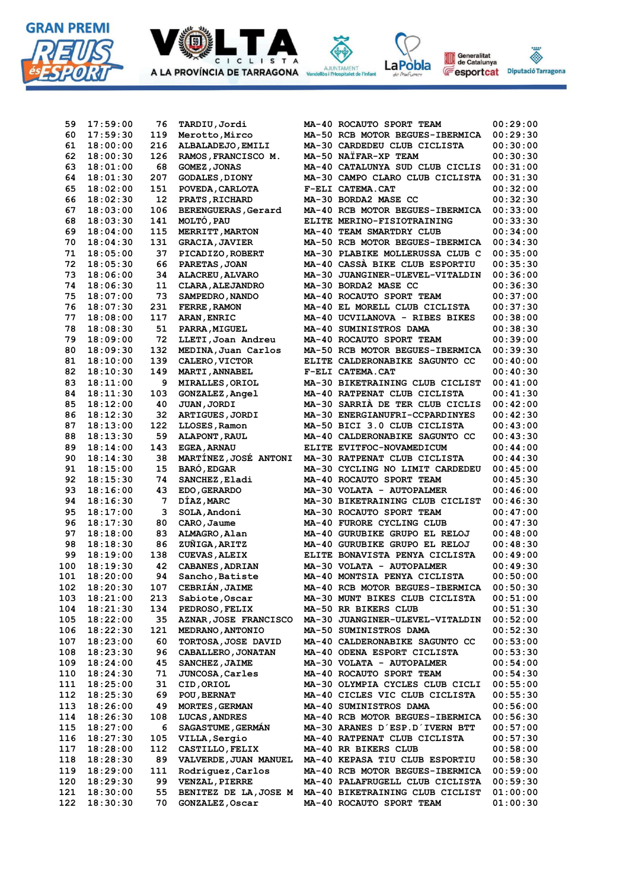| | | | | | | |
|---|---|---|---|---|---|---|
| 59 | 17:59:00 | 76 | TARDIU,Jordi | MA-40 | ROCAUTO SPORT TEAM | 00:29:00 |
| 60 | 17:59:30 | 119 | Merotto,Mirco | MA-50 | RCB MOTOR BEGUES-IBERMICA | 00:29:30 |
| 61 | 18:00:00 | 216 | ALBALADEJO,EMILI | MA-30 | CARDEDEU CLUB CICLISTA | 00:30:00 |
| 62 | 18:00:30 | 126 | RAMOS,FRANCISCO M. | MA-50 | NAÏFAR-XP TEAM | 00:30:30 |
| 63 | 18:01:00 | 68 | GOMEZ,JONAS | MA-40 | CATALUNYA SUD CLUB CICLIS | 00:31:00 |
| 64 | 18:01:30 | 207 | GODALES,DIONY | MA-30 | CAMPO CLARO CLUB CICLISTA | 00:31:30 |
| 65 | 18:02:00 | 151 | POVEDA,CARLOTA | F-ELI | CATEMA.CAT | 00:32:00 |
| 66 | 18:02:30 | 12 | PRATS,RICHARD | MA-30 | BORDA2 MASE CC | 00:32:30 |
| 67 | 18:03:00 | 106 | BERENGUERAS,Gerard | MA-40 | RCB MOTOR BEGUES-IBERMICA | 00:33:00 |
| 68 | 18:03:30 | 141 | MOLTÓ,PAU | ELITE | MERINO-FISIOTRAINING | 00:33:30 |
| 69 | 18:04:00 | 115 | MERRITT,MARTON | MA-40 | TEAM SMARTDRY CLUB | 00:34:00 |
| 70 | 18:04:30 | 131 | GRACIA,JAVIER | MA-50 | RCB MOTOR BEGUES-IBERMICA | 00:34:30 |
| 71 | 18:05:00 | 37 | PICADIZO,ROBERT | MA-30 | PLABIKE MOLLERUSSA CLUB C | 00:35:00 |
| 72 | 18:05:30 | 66 | PARETAS,JOAN | MA-40 | CASSÀ BIKE CLUB ESPORTIU | 00:35:30 |
| 73 | 18:06:00 | 34 | ALACREU,ALVARO | MA-30 | JUANGINER-ULEVEL-VITALDIN | 00:36:00 |
| 74 | 18:06:30 | 11 | CLARA,ALEJANDRO | MA-30 | BORDA2 MASE CC | 00:36:30 |
| 75 | 18:07:00 | 73 | SAMPEDRO,NANDO | MA-40 | ROCAUTO SPORT TEAM | 00:37:00 |
| 76 | 18:07:30 | 231 | FERRE,RAMON | MA-40 | EL MORELL CLUB CICLISTA | 00:37:30 |
| 77 | 18:08:00 | 117 | ARAN,ENRIC | MA-40 | UCVILANOVA - RIBES BIKES | 00:38:00 |
| 78 | 18:08:30 | 51 | PARRA,MIGUEL | MA-40 | SUMINISTROS DAMA | 00:38:30 |
| 79 | 18:09:00 | 72 | LLETI,Joan Andreu | MA-40 | ROCAUTO SPORT TEAM | 00:39:00 |
| 80 | 18:09:30 | 132 | MEDINA,Juan Carlos | MA-50 | RCB MOTOR BEGUES-IBERMICA | 00:39:30 |
| 81 | 18:10:00 | 139 | CALERO,VICTOR | ELITE | CALDERONABIKE SAGUNTO CC | 00:40:00 |
| 82 | 18:10:30 | 149 | MARTI,ANNABEL | F-ELI | CATEMA.CAT | 00:40:30 |
| 83 | 18:11:00 | 9 | MIRALLES,ORIOL | MA-30 | BIKETRAINING CLUB CICLIST | 00:41:00 |
| 84 | 18:11:30 | 103 | GONZALEZ,Angel | MA-40 | RATPENAT CLUB CICLISTA | 00:41:30 |
| 85 | 18:12:00 | 40 | JUAN,JORDI | MA-30 | SARRIÀ DE TER CLUB CICLIS | 00:42:00 |
| 86 | 18:12:30 | 32 | ARTIGUES,JORDI | MA-30 | ENERGIANUFRI-CCPARDINYES | 00:42:30 |
| 87 | 18:13:00 | 122 | LLOSES,Ramon | MA-50 | BICI 3.0 CLUB CICLISTA | 00:43:00 |
| 88 | 18:13:30 | 59 | ALAPONT,RAUL | MA-40 | CALDERONABIKE SAGUNTO CC | 00:43:30 |
| 89 | 18:14:00 | 143 | EGEA,ARNAU | ELITE | EVITFOC-NOVAMEDICUM | 00:44:00 |
| 90 | 18:14:30 | 38 | MARTÍNEZ,JOSÉ ANTONI | MA-30 | RATPENAT CLUB CICLISTA | 00:44:30 |
| 91 | 18:15:00 | 15 | BARÓ,EDGAR | MA-30 | CYCLING NO LIMIT CARDEDEU | 00:45:00 |
| 92 | 18:15:30 | 74 | SANCHEZ,Eladi | MA-40 | ROCAUTO SPORT TEAM | 00:45:30 |
| 93 | 18:16:00 | 43 | EDO,GERARDO | MA-30 | VOLATA - AUTOPALMER | 00:46:00 |
| 94 | 18:16:30 | 7 | DÍAZ,MARC | MA-30 | BIKETRAINING CLUB CICLIST | 00:46:30 |
| 95 | 18:17:00 | 3 | SOLA,Andoni | MA-30 | ROCAUTO SPORT TEAM | 00:47:00 |
| 96 | 18:17:30 | 80 | CARO,Jaume | MA-40 | FURORE CYCLING CLUB | 00:47:30 |
| 97 | 18:18:00 | 83 | ALMAGRO,Alan | MA-40 | GURUBIKE GRUPO EL RELOJ | 00:48:00 |
| 98 | 18:18:30 | 86 | ZUÑIGA,ARITZ | MA-40 | GURUBIKE GRUPO EL RELOJ | 00:48:30 |
| 99 | 18:19:00 | 138 | CUEVAS,ALEIX | ELITE | BONAVISTA PENYA CICLISTA | 00:49:00 |
| 100 | 18:19:30 | 42 | CABANES,ADRIAN | MA-30 | VOLATA - AUTOPALMER | 00:49:30 |
| 101 | 18:20:00 | 94 | Sancho,Batiste | MA-40 | MONTSIA PENYA CICLISTA | 00:50:00 |
| 102 | 18:20:30 | 107 | CEBRIÁN,JAIME | MA-40 | RCB MOTOR BEGUES-IBERMICA | 00:50:30 |
| 103 | 18:21:00 | 213 | Sabiote,Oscar | MA-30 | MUNT BIKES CLUB CICLISTA | 00:51:00 |
| 104 | 18:21:30 | 134 | PEDROSO,FELIX | MA-50 | RR BIKERS CLUB | 00:51:30 |
| 105 | 18:22:00 | 35 | AZNAR,JOSE FRANCISCO | MA-30 | JUANGINER-ULEVEL-VITALDIN | 00:52:00 |
| 106 | 18:22:30 | 121 | MEDRANO,ANTONIO | MA-50 | SUMINISTROS DAMA | 00:52:30 |
| 107 | 18:23:00 | 60 | TORTOSA,JOSE DAVID | MA-40 | CALDERONABIKE SAGUNTO CC | 00:53:00 |
| 108 | 18:23:30 | 96 | CABALLERO,JONATAN | MA-40 | ODENA ESPORT CICLISTA | 00:53:30 |
| 109 | 18:24:00 | 45 | SANCHEZ,JAIME | MA-30 | VOLATA - AUTOPALMER | 00:54:00 |
| 110 | 18:24:30 | 71 | JUNCOSA,Carles | MA-40 | ROCAUTO SPORT TEAM | 00:54:30 |
| 111 | 18:25:00 | 31 | CID,ORIOL | MA-30 | OLYMPIA CYCLES CLUB CICLI | 00:55:00 |
| 112 | 18:25:30 | 69 | POU,BERNAT | MA-40 | CICLES VIC CLUB CICLISTA | 00:55:30 |
| 113 | 18:26:00 | 49 | MORTES,GERMAN | MA-40 | SUMINISTROS DAMA | 00:56:00 |
| 114 | 18:26:30 | 108 | LUCAS,ANDRES | MA-40 | RCB MOTOR BEGUES-IBERMICA | 00:56:30 |
| 115 | 18:27:00 | 6 | SAGASTUME,GERMÁN | MA-30 | ARANES D´ESP.D´IVERN BTT | 00:57:00 |
| 116 | 18:27:30 | 105 | VILLA,Sergio | MA-40 | RATPENAT CLUB CICLISTA | 00:57:30 |
| 117 | 18:28:00 | 112 | CASTILLO,FELIX | MA-40 | RR BIKERS CLUB | 00:58:00 |
| 118 | 18:28:30 | 89 | VALVERDE,JUAN MANUEL | MA-40 | KEPASA TIU CLUB ESPORTIU | 00:58:30 |
| 119 | 18:29:00 | 111 | Rodríguez,Carlos | MA-40 | RCB MOTOR BEGUES-IBERMICA | 00:59:00 |
| 120 | 18:29:30 | 99 | VENZAL,PIERRE | MA-40 | PALAFRUGELL CLUB CICLISTA | 00:59:30 |
| 121 | 18:30:00 | 55 | BENITEZ DE LA,JOSE M | MA-40 | BIKETRAINING CLUB CICLIST | 01:00:00 |
| 122 | 18:30:30 | 70 | GONZALEZ,Oscar | MA-40 | ROCAUTO SPORT TEAM | 01:00:30 |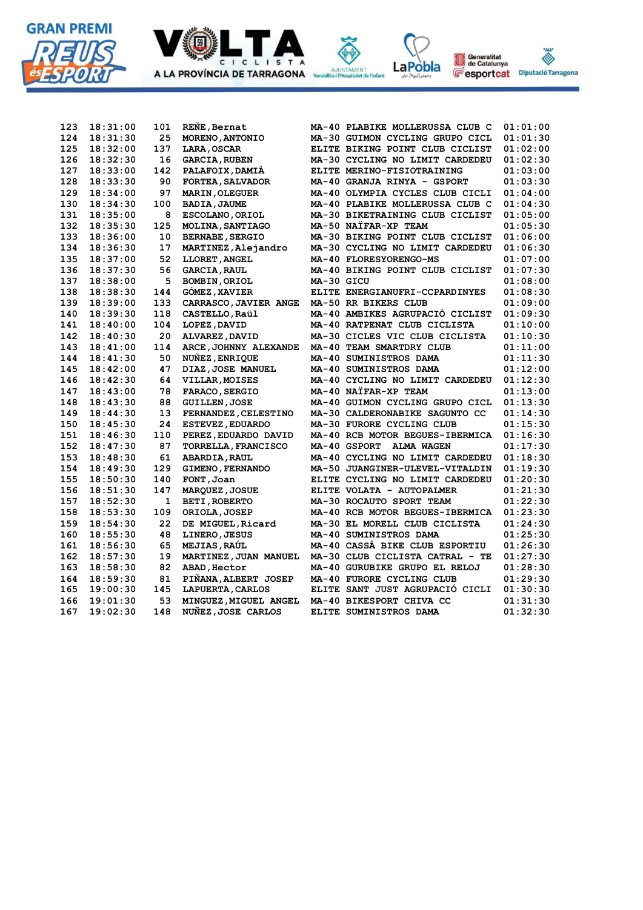| | | | | | | |
|---|---|---|---|---|---|---|
| 123 | 18:31:00 | 101 | REÑE,Bernat | MA-40 | PLABIKE MOLLERUSSA CLUB C | 01:01:00 |
| 124 | 18:31:30 | 25 | MORENO,ANTONIO | MA-30 | GUIMON CYCLING GRUPO CICL | 01:01:30 |
| 125 | 18:32:00 | 137 | LARA,OSCAR | ELITE | BIKING POINT CLUB CICLIST | 01:02:00 |
| 126 | 18:32:30 | 16 | GARCIA,RUBEN | MA-30 | CYCLING NO LIMIT CARDEDEU | 01:02:30 |
| 127 | 18:33:00 | 142 | PALAFOIX,DAMIÀ | ELITE | MERINO-FISIOTRAINING | 01:03:00 |
| 128 | 18:33:30 | 90 | FORTEA,SALVADOR | MA-40 | GRANJA RINYA - GSPORT | 01:03:30 |
| 129 | 18:34:00 | 97 | MARIN,OLEGUER | MA-40 | OLYMPIA CYCLES CLUB CICLI | 01:04:00 |
| 130 | 18:34:30 | 100 | BADIA,JAUME | MA-40 | PLABIKE MOLLERUSSA CLUB C | 01:04:30 |
| 131 | 18:35:00 | 8 | ESCOLANO,ORIOL | MA-30 | BIKETRAINING CLUB CICLIST | 01:05:00 |
| 132 | 18:35:30 | 125 | MOLINA,SANTIAGO | MA-50 | NAÏFAR-XP TEAM | 01:05:30 |
| 133 | 18:36:00 | 10 | BERNABE,SERGIO | MA-30 | BIKING POINT CLUB CICLIST | 01:06:00 |
| 134 | 18:36:30 | 17 | MARTINEZ,Alejandro | MA-30 | CYCLING NO LIMIT CARDEDEU | 01:06:30 |
| 135 | 18:37:00 | 52 | LLORET,ANGEL | MA-40 | FLORESYORENGO-MS | 01:07:00 |
| 136 | 18:37:30 | 56 | GARCIA,RAUL | MA-40 | BIKING POINT CLUB CICLIST | 01:07:30 |
| 137 | 18:38:00 | 5 | BOMBIN,ORIOL | MA-30 | GICU | 01:08:00 |
| 138 | 18:38:30 | 144 | GÓMEZ,XAVIER | ELITE | ENERGIANUFRI-CCPARDINYES | 01:08:30 |
| 139 | 18:39:00 | 133 | CARRASCO,JAVIER ANGE | MA-50 | RR BIKERS CLUB | 01:09:00 |
| 140 | 18:39:30 | 118 | CASTELLO,Raül | MA-40 | AMBIKES AGRUPACIÓ CICLIST | 01:09:30 |
| 141 | 18:40:00 | 104 | LOPEZ,DAVID | MA-40 | RATPENAT CLUB CICLISTA | 01:10:00 |
| 142 | 18:40:30 | 20 | ALVAREZ,DAVID | MA-30 | CICLES VIC CLUB CICLISTA | 01:10:30 |
| 143 | 18:41:00 | 114 | ARCE,JOHNNY ALEXANDE | MA-40 | TEAM SMARTDRY CLUB | 01:11:00 |
| 144 | 18:41:30 | 50 | NUÑEZ,ENRIQUE | MA-40 | SUMINISTROS DAMA | 01:11:30 |
| 145 | 18:42:00 | 47 | DIAZ,JOSE MANUEL | MA-40 | SUMINISTROS DAMA | 01:12:00 |
| 146 | 18:42:30 | 64 | VILLAR,MOISES | MA-40 | CYCLING NO LIMIT CARDEDEU | 01:12:30 |
| 147 | 18:43:00 | 78 | FARACO,SERGIO | MA-40 | NAÏFAR-XP TEAM | 01:13:00 |
| 148 | 18:43:30 | 88 | GUILLEN,JOSE | MA-40 | GUIMON CYCLING GRUPO CICL | 01:13:30 |
| 149 | 18:44:30 | 13 | FERNANDEZ,CELESTINO | MA-30 | CALDERONABIKE SAGUNTO CC | 01:14:30 |
| 150 | 18:45:30 | 24 | ESTEVEZ,EDUARDO | MA-30 | FURORE CYCLING CLUB | 01:15:30 |
| 151 | 18:46:30 | 110 | PEREZ,EDUARDO DAVID | MA-40 | RCB MOTOR BEGUES-IBERMICA | 01:16:30 |
| 152 | 18:47:30 | 87 | TORRELLA,FRANCISCO | MA-40 | GSPORT ALMA WAGEN | 01:17:30 |
| 153 | 18:48:30 | 61 | ABARDIA,RAUL | MA-40 | CYCLING NO LIMIT CARDEDEU | 01:18:30 |
| 154 | 18:49:30 | 129 | GIMENO,FERNANDO | MA-50 | JUANGINER-ULEVEL-VITALDIN | 01:19:30 |
| 155 | 18:50:30 | 140 | FONT,Joan | ELITE | CYCLING NO LIMIT CARDEDEU | 01:20:30 |
| 156 | 18:51:30 | 147 | MARQUEZ,JOSUE | ELITE | VOLATA - AUTOPALMER | 01:21:30 |
| 157 | 18:52:30 | 1 | BETI,ROBERTO | MA-30 | ROCAUTO SPORT TEAM | 01:22:30 |
| 158 | 18:53:30 | 109 | ORIOLA,JOSEP | MA-40 | RCB MOTOR BEGUES-IBERMICA | 01:23:30 |
| 159 | 18:54:30 | 22 | DE MIGUEL,Ricard | MA-30 | EL MORELL CLUB CICLISTA | 01:24:30 |
| 160 | 18:55:30 | 48 | LINERO,JESUS | MA-40 | SUMINISTROS DAMA | 01:25:30 |
| 161 | 18:56:30 | 65 | MEJIAS,RAÚL | MA-40 | CASSÀ BIKE CLUB ESPORTIU | 01:26:30 |
| 162 | 18:57:30 | 19 | MARTINEZ,JUAN MANUEL | MA-30 | CLUB CICLISTA CATRAL - TE | 01:27:30 |
| 163 | 18:58:30 | 82 | ABAD,Hector | MA-40 | GURUBIKE GRUPO EL RELOJ | 01:28:30 |
| 164 | 18:59:30 | 81 | PIÑANA,ALBERT JOSEP | MA-40 | FURORE CYCLING CLUB | 01:29:30 |
| 165 | 19:00:30 | 145 | LAPUERTA,CARLOS | ELITE | SANT JUST AGRUPACIÓ CICLI | 01:30:30 |
| 166 | 19:01:30 | 53 | MINGUEZ,MIGUEL ANGEL | MA-40 | BIKESPORT CHIVA CC | 01:31:30 |
| 167 | 19:02:30 | 148 | NUÑEZ,JOSE CARLOS | ELITE | SUMINISTROS DAMA | 01:32:30 |